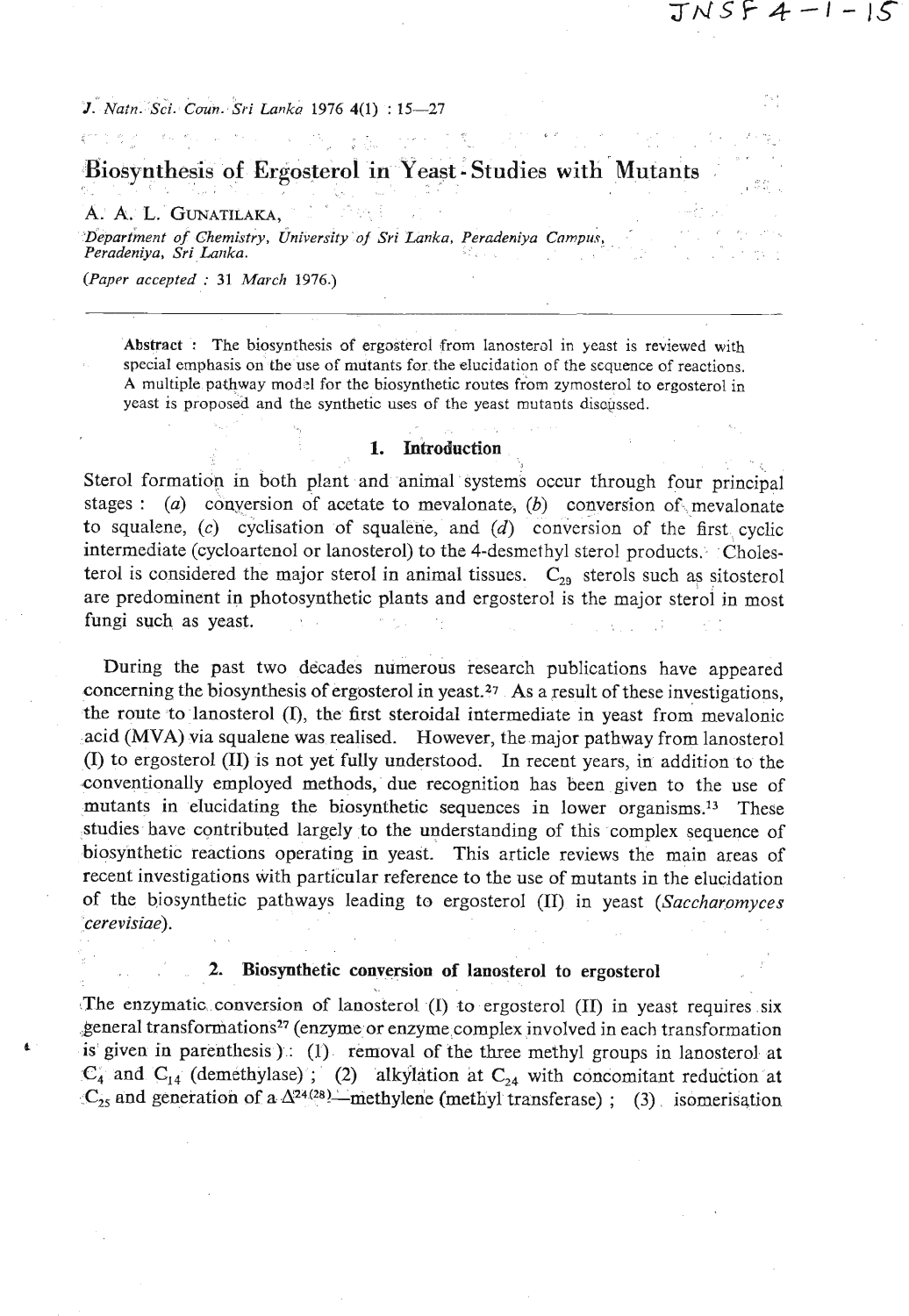# Biosynthesis of Ergosterol in Yeast - Studies with Mutants

A. A. L. GUNATILAKA,

*Department of Chemistry, University of Sri Lanka, Peradeniya Campus, Peradeniya, Sri Lanka.*

(*Paper accepted* : 31 March 1976.)

---

**Abstract** : The biosynthesis of ergosterol from lanosterol in yeast is reviewed with special emphasis on the use of mutants for the elucidation of the sequence of reactions. A multiple pathway model for the biosynthetic routes from zymosterol to ergosterol in yeast is proposed and the synthetic uses of the yeast mutants discussed.

## 1. Introduction

Sterol formation in both plant and animal systems occur through four principal stages : (*a*) conversion of acetate to mevalonate, (*b*) conversion of mevalonate to squalene, (*c*) cyclisation of squalene, and (*d*) conversion of the first cyclic intermediate (cycloartenol or lanosterol) to the 4-desmethyl sterol products. Cholesterol is considered the major sterol in animal tissues. $C_{29}$ sterols such as sitosterol are predominent in photosynthetic plants and ergosterol is the major sterol in most fungi such as yeast.

During the past two decades numerous research publications have appeared concerning the biosynthesis of ergosterol in yeast.[27] As a result of these investigations, the route to lanosterol (I), the first steroidal intermediate in yeast from mevalonic acid (MVA) via squalene was realised. However, the major pathway from lanosterol (I) to ergosterol (II) is not yet fully understood. In recent years, in addition to the conventionally employed methods, due recognition has been given to the use of mutants in elucidating the biosynthetic sequences in lower organisms.[13] These studies have contributed largely to the understanding of this complex sequence of biosynthetic reactions operating in yeast. This article reviews the main areas of recent investigations with particular reference to the use of mutants in the elucidation of the biosynthetic pathways leading to ergosterol (II) in yeast (*Saccharomyces cerevisiae*).

## 2. Biosynthetic conversion of lanosterol to ergosterol

The enzymatic conversion of lanosterol (I) to ergosterol (II) in yeast requires six general transformations[27] (enzyme or enzyme complex involved in each transformation is given in parenthesis) : (1) removal of the three methyl groups in lanosterol at $C_4$ and $C_{14}$ (demethylase) ; (2) alkylation at $C_{24}$ with concomitant reduction at $C_{25}$ and generation of a $\Delta^{24(28)}$—methylene (methyl transferase) ; (3) isomerisation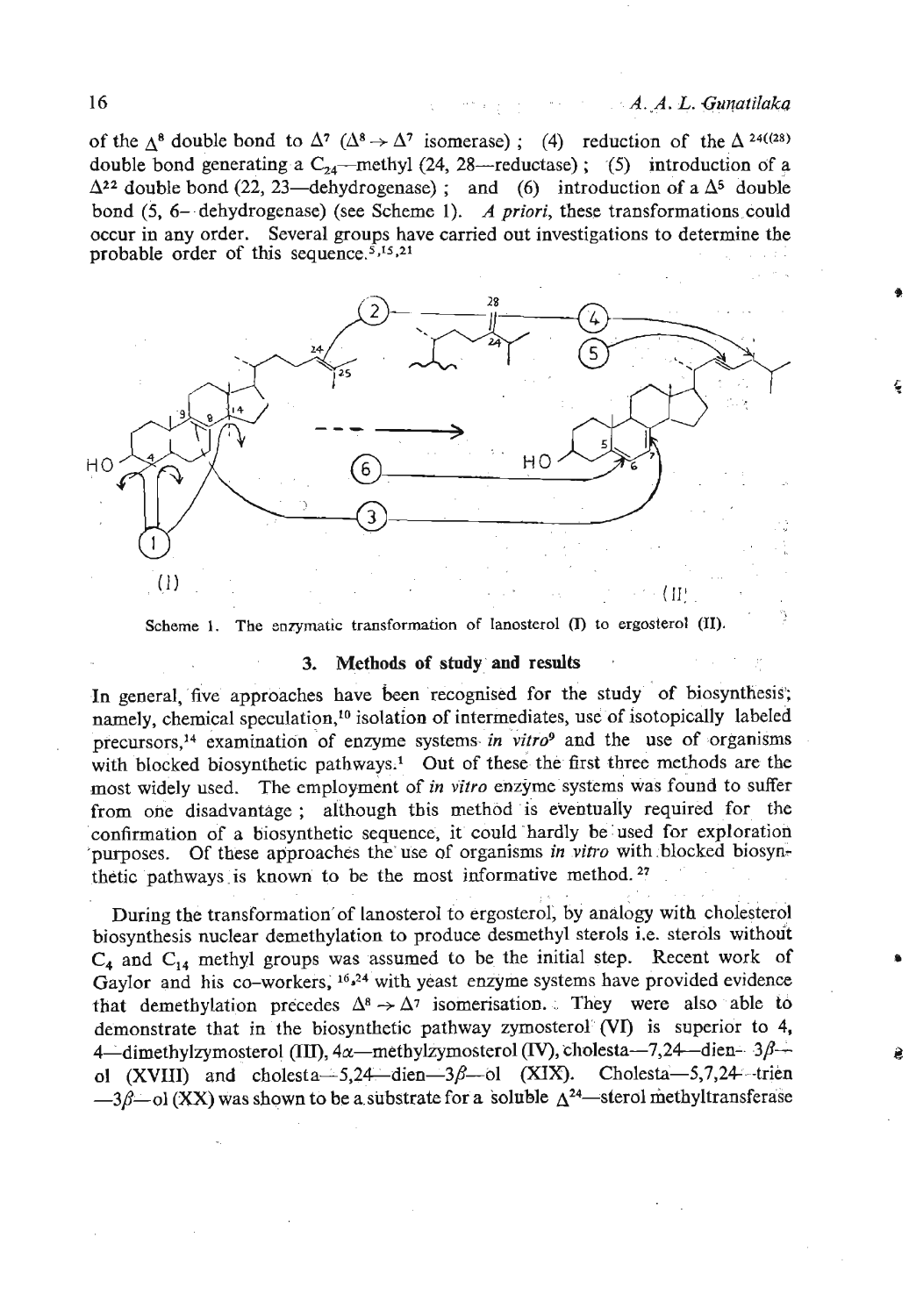of the $\Delta^8$ double bond to $\Delta^7$ ($\Delta^8 \rightarrow \Delta^7$ isomerase); (4) reduction of the $\Delta^{24(28)}$ double bond generating a $C_{24}$—methyl (24, 28—reductase); (5) introduction of a $\Delta^{22}$ double bond (22, 23—dehydrogenase); and (6) introduction of a $\Delta^5$ double bond (5, 6—dehydrogenase) (see Scheme 1). *A priori*, these transformations could occur in any order. Several groups have carried out investigations to determine the probable order of this sequence.[5,15,21]

Scheme 1. The enzymatic transformation of lanosterol (I) to ergosterol (II).

## 3. Methods of study and results

In general, five approaches have been recognised for the study of biosynthesis; namely, chemical speculation,[10] isolation of intermediates, use of isotopically labeled precursors,[14] examination of enzyme systems *in vitro*[9] and the use of organisms with blocked biosynthetic pathways.[1] Out of these the first three methods are the most widely used. The employment of *in vitro* enzyme systems was found to suffer from one disadvantage; although this method is eventually required for the confirmation of a biosynthetic sequence, it could hardly be used for exploration purposes. Of these approaches the use of organisms *in vitro* with blocked biosynthetic pathways is known to be the most informative method.[27]

During the transformation of lanosterol to ergosterol, by analogy with cholesterol biosynthesis nuclear demethylation to produce desmethyl sterols i.e. sterols without $C_4$ and $C_{14}$ methyl groups was assumed to be the initial step. Recent work of Gaylor and his co-workers,[16,24] with yeast enzyme systems have provided evidence that demethylation precedes $\Delta^8 \rightarrow \Delta^7$ isomerisation. They were also able to demonstrate that in the biosynthetic pathway zymosterol (VI) is superior to 4, 4—dimethylzymosterol (III), 4$\alpha$—methylzymosterol (IV), cholesta—7,24—dien—3$\beta$—ol (XVIII) and cholesta—5,24—dien—3$\beta$—ol (XIX). Cholesta—5,7,24—trien—3$\beta$—ol (XX) was shown to be a substrate for a soluble $\Delta^{24}$—sterol methyltransferase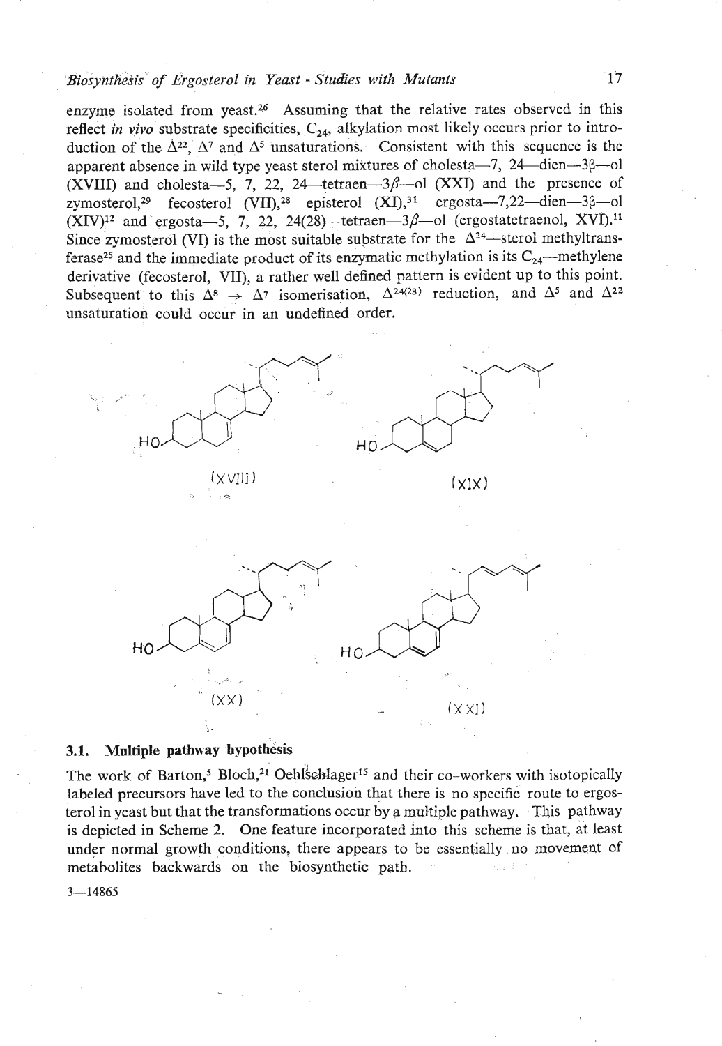enzyme isolated from yeast.[26] Assuming that the relative rates observed in this reflect *in vivo* substrate specificities, $C_{24}$, alkylation most likely occurs prior to introduction of the $\Delta^{22}$, $\Delta^{7}$ and $\Delta^{5}$ unsaturations. Consistent with this sequence is the apparent absence in wild type yeast sterol mixtures of cholesta—7, 24—dien—3β—ol (XVIII) and cholesta—5, 7, 22, 24—tetraen—3β—ol (XXI) and the presence of zymosterol,[29] fecosterol (VII),[28] episterol (XI),[31] ergosta—7,22—dien—3β—ol (XIV)[12] and ergosta—5, 7, 22, 24(28)—tetraen—3β—ol (ergostatetraenol, XVI).[11] Since zymosterol (VI) is the most suitable substrate for the $\Delta^{24}$—sterol methyltransferase[25] and the immediate product of its enzymatic methylation is its $C_{24}$—methylene derivative (fecosterol, VII), a rather well defined pattern is evident up to this point. Subsequent to this $\Delta^{8} \rightarrow \Delta^{7}$ isomerisation, $\Delta^{24(28)}$ reduction, and $\Delta^{5}$ and $\Delta^{22}$ unsaturation could occur in an undefined order.

(XVIII)

(XIX)

(XX)

(XXI)

### 3.1. Multiple pathway hypothesis

The work of Barton,[5] Bloch,[21] Oehlschlager[15] and their co-workers with isotopically labeled precursors have led to the conclusion that there is no specific route to ergosterol in yeast but that the transformations occur by a multiple pathway. This pathway is depicted in Scheme 2. One feature incorporated into this scheme is that, at least under normal growth conditions, there appears to be essentially no movement of metabolites backwards on the biosynthetic path.

3—14865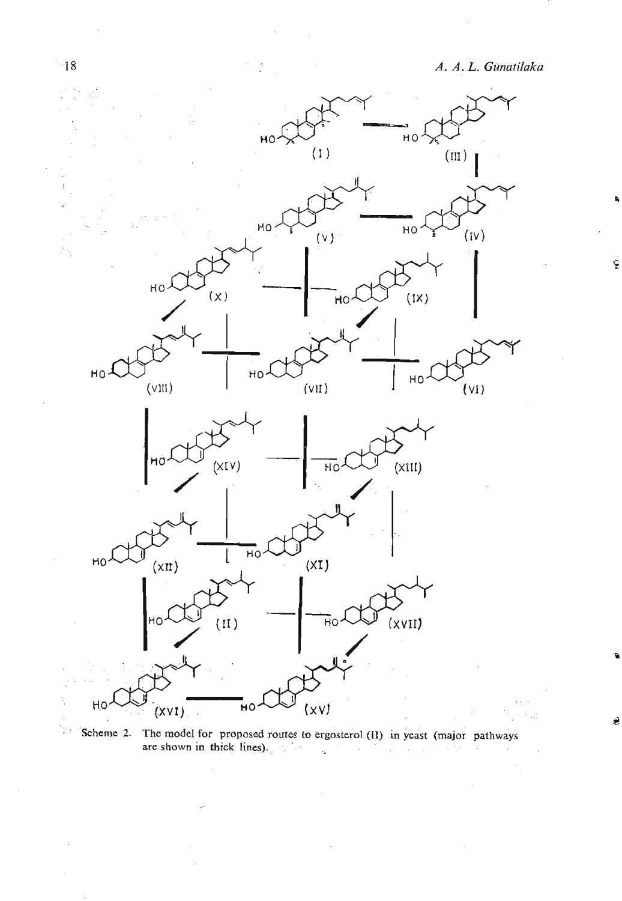Scheme 2. The model for proposed routes to ergosterol (II) in yeast (major pathways are shown in thick lines).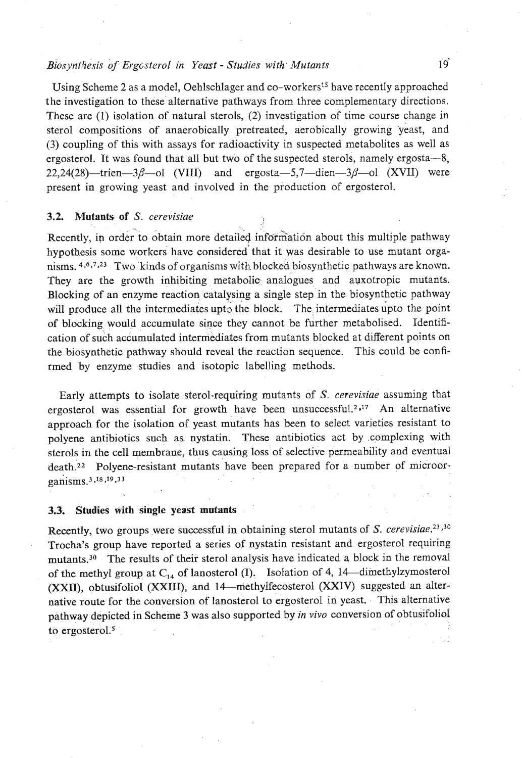Using Scheme 2 as a model, Oehlschlager and co-workers[15] have recently approached the investigation to these alternative pathways from three complementary directions. These are (1) isolation of natural sterols, (2) investigation of time course change in sterol compositions of anaerobically pretreated, aerobically growing yeast, and (3) coupling of this with assays for radioactivity in suspected metabolites as well as ergosterol. It was found that all but two of the suspected sterols, namely ergosta—8, 22,24(28)—trien—3$\beta$—ol (VIII) and ergosta—5,7—dien—3$\beta$—ol (XVII) were present in growing yeast and involved in the production of ergosterol.

### 3.2. Mutants of *S. cerevisiae*

Recently, in order to obtain more detailed information about this multiple pathway hypothesis some workers have considered that it was desirable to use mutant organisms.[4,6,7,23] Two kinds of organisms with blocked biosynthetic pathways are known. They are the growth inhibiting metabolic analogues and auxotropic mutants. Blocking of an enzyme reaction catalysing a single step in the biosynthetic pathway will produce all the intermediates upto the block. The intermediates upto the point of blocking would accumulate since they cannot be further metabolised. Identification of such accumulated intermediates from mutants blocked at different points on the biosynthetic pathway should reveal the reaction sequence. This could be confirmed by enzyme studies and isotopic labelling methods.

Early attempts to isolate sterol-requiring mutants of *S. cerevisiae* assuming that ergosterol was essential for growth have been unsuccessful.[2,17] An alternative approach for the isolation of yeast mutants has been to select varieties resistant to polyene antibiotics such as nystatin. These antibiotics act by complexing with sterols in the cell membrane, thus causing loss of selective permeability and eventual death.[22] Polyene-resistant mutants have been prepared for a number of microorganisms.[3,18,19,33]

### 3.3. Studies with single yeast mutants

Recently, two groups were successful in obtaining sterol mutants of *S. cerevisiae*.[23,30] Trocha's group have reported a series of nystatin resistant and ergosterol requiring mutants.[30] The results of their sterol analysis have indicated a block in the removal of the methyl group at $C_{14}$ of lanosterol (I). Isolation of 4, 14—dimethylzymosterol (XXII), obtusifoliol (XXIII), and 14—methylfecosterol (XXIV) suggested an alternative route for the conversion of lanosterol to ergosterol in yeast. This alternative pathway depicted in Scheme 3 was also supported by *in vivo* conversion of obtusifoliol to ergosterol.[5]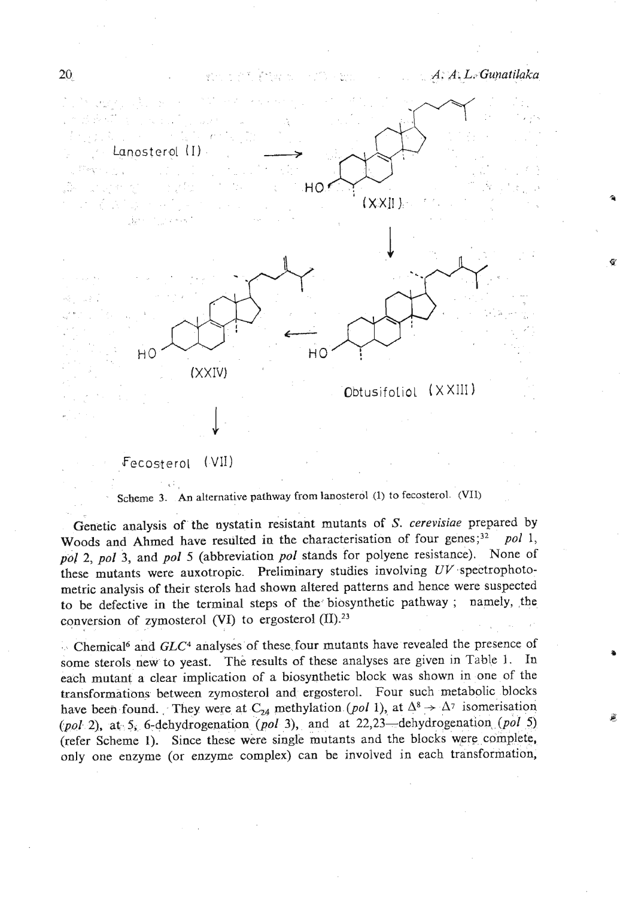Lanosterol (I) → (XXII) → Obtusifoliol (XXIII) → (XXIV) → Fecosterol (VII)

Scheme 3. An alternative pathway from lanosterol (1) to fecosterol. (VII)

Genetic analysis of the nystatin resistant mutants of *S. cerevisiae* prepared by Woods and Ahmed have resulted in the characterisation of four genes;[32] *pol* 1, *pol* 2, *pol* 3, and *pol* 5 (abbreviation *pol* stands for polyene resistance). None of these mutants were auxotropic. Preliminary studies involving *UV* spectrophotometric analysis of their sterols had shown altered patterns and hence were suspected to be defective in the terminal steps of the biosynthetic pathway; namely, the conversion of zymosterol (VI) to ergosterol (II).[23]

Chemical[6] and *GLC*[4] analyses of these four mutants have revealed the presence of some sterols new to yeast. The results of these analyses are given in Table 1. In each mutant a clear implication of a biosynthetic block was shown in one of the transformations between zymosterol and ergosterol. Four such metabolic blocks have been found. They were at $C_{24}$ methylation (*pol* 1), at $\Delta^8 \rightarrow \Delta^7$ isomerisation (*pol* 2), at 5, 6-dehydrogenation (*pol* 3), and at 22,23—dehydrogenation (*pol* 5) (refer Scheme 1). Since these were single mutants and the blocks were complete, only one enzyme (or enzyme complex) can be involved in each transformation,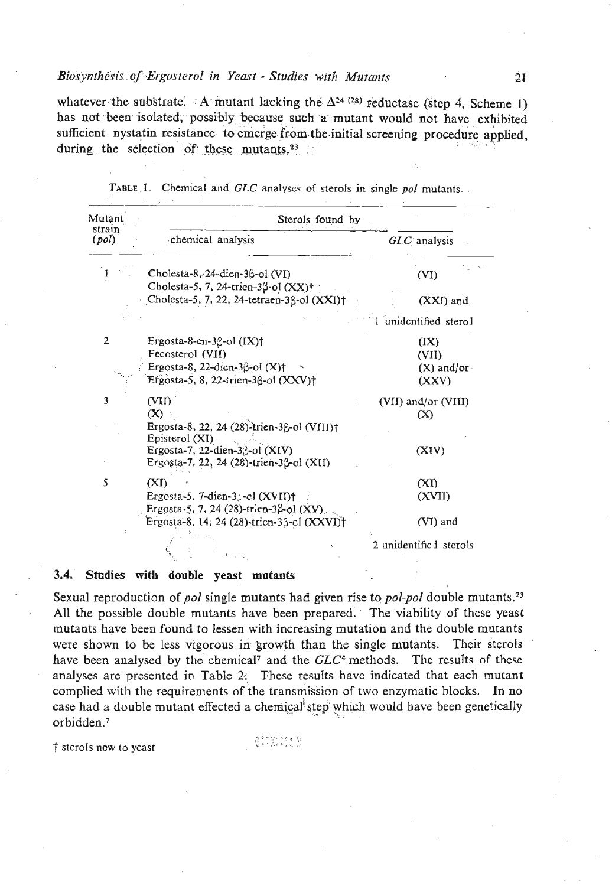whatever the substrate. A mutant lacking the $\Delta^{24(28)}$ reductase (step 4, Scheme 1) has not been isolated, possibly because such a mutant would not have exhibited sufficient nystatin resistance to emerge from the initial screening procedure applied, during the selection of these mutants.[23]

TABLE 1. Chemical and *GLC* analyses of sterols in single *pol* mutants.

| Mutant strain (*pol*) | Sterols found by chemical analysis | Sterols found by *GLC* analysis |
|---|---|---|
| 1 | Cholesta-8, 24-dien-3β-ol (VI) | (VI) |
| | Cholesta-5, 7, 24-trien-3β-ol (XX)† | |
| | Cholesta-5, 7, 22, 24-tetraen-3β-ol (XXI)† | (XXI) and |
| | | 1 unidentified sterol |
| 2 | Ergosta-8-en-3β-ol (IX)† | (IX) |
| | Fecosterol (VII) | (VII) |
| | Ergosta-8, 22-dien-3β-ol (X)† | (X) and/or |
| | Ergosta-5, 8, 22-trien-3β-ol (XXV)† | (XXV) |
| 3 | (VII) | (VII) and/or (VIII) |
| | (X) | (X) |
| | Ergosta-8, 22, 24 (28)-trien-3β-ol (VIII)† | |
| | Episterol (XI) | |
| | Ergosta-7, 22-dien-3β-ol (XIV) | (XIV) |
| | Ergosta-7, 22, 24 (28)-trien-3β-ol (XII) | |
| 5 | (XI) | (XI) |
| | Ergosta-5, 7-dien-3β-ol (XVII)† | (XVII) |
| | Ergosta-5, 7, 24 (28)-trien-3β-ol (XV) | |
| | Ergosta-8, 14, 24 (28)-trien-3β-ol (XXVI)† | (VI) and |
| | | 2 unidentified sterols |

† sterols new to yeast

### 3.4. Studies with double yeast mutants

Sexual reproduction of *pol* single mutants had given rise to *pol-pol* double mutants.[23] All the possible double mutants have been prepared. The viability of these yeast mutants have been found to lessen with increasing mutation and the double mutants were shown to be less vigorous in growth than the single mutants. Their sterols have been analysed by the chemical[7] and the *GLC*[4] methods. The results of these analyses are presented in Table 2. These results have indicated that each mutant complied with the requirements of the transmission of two enzymatic blocks. In no case had a double mutant effected a chemical step which would have been genetically orbidden.[7]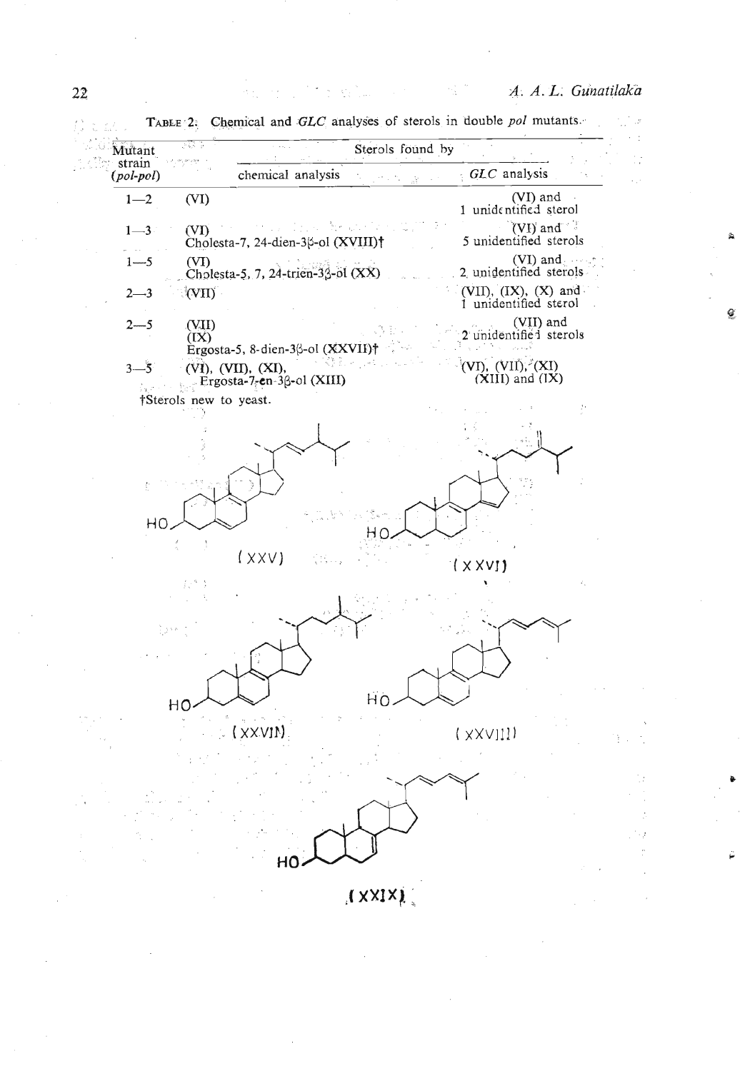TABLE 2: Chemical and *GLC* analyses of sterols in double *pol* mutants.

| Mutant strain (*pol-pol*) | Sterols found by | |
|---|---|---|
| | chemical analysis | *GLC* analysis |
| 1—2 | (VI) | (VI) and 1 unidentified sterol |
| 1—3 | (VI) Cholesta-7, 24-dien-3β-ol (XVIII)† | (VI) and 5 unidentified sterols |
| 1—5 | (VI) Cholesta-5, 7, 24-trien-3β-ol (XX) | (VI) and 2 unidentified sterols |
| 2—3 | (VII) | (VII), (IX), (X) and 1 unidentified sterol |
| 2—5 | (VII) (IX) Ergosta-5, 8-dien-3β-ol (XXVII)† | (VII) and 2 unidentified sterols |
| 3—5 | (VI), (VII), (XI), Ergosta-7-en-3β-ol (XIII) | (VI), (VII), (XI) (XIII) and (IX) |

†Sterols new to yeast.

(XXV)

(XXVI)

(XXVII)

(XXVIII)

(XXIX)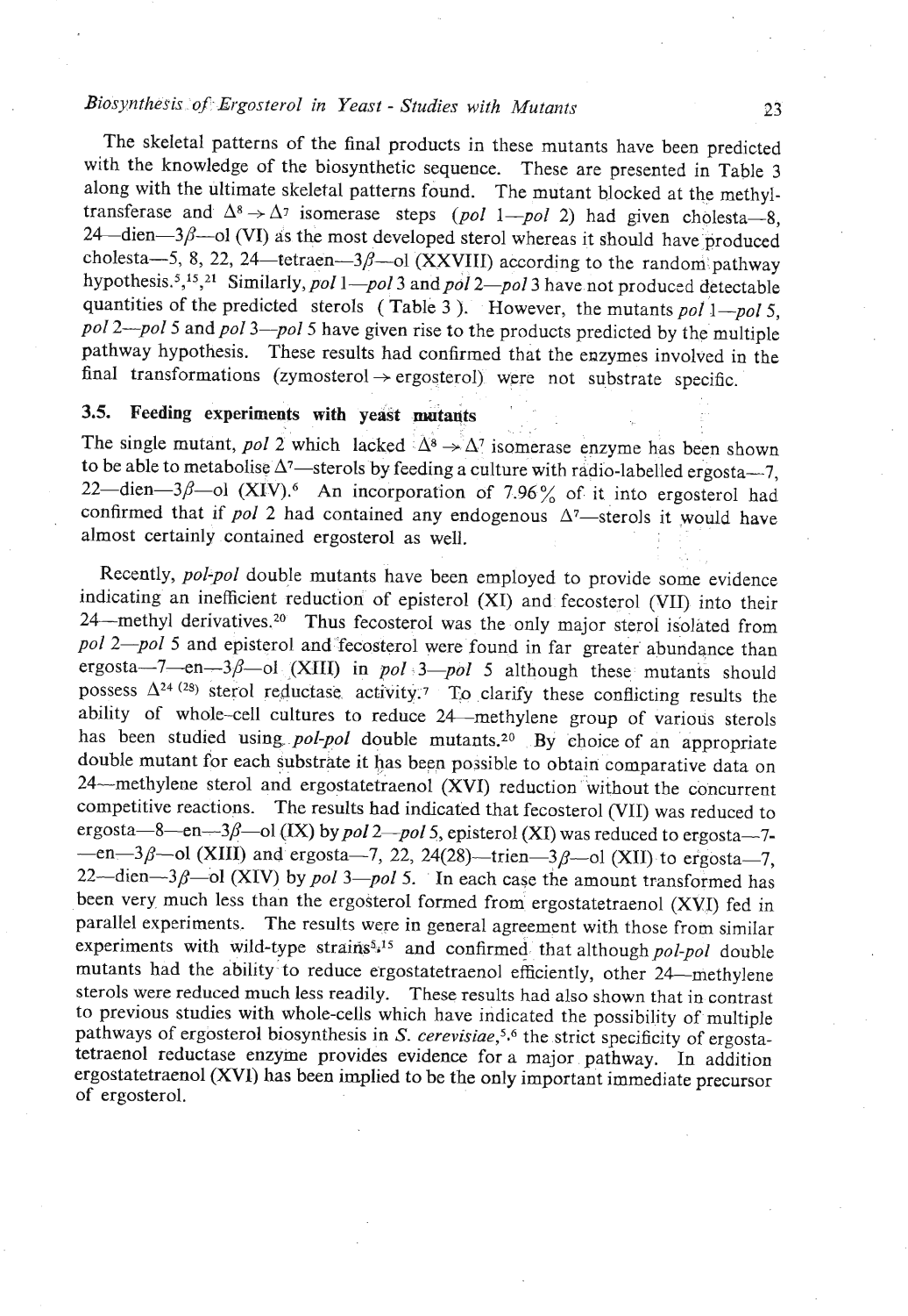The skeletal patterns of the final products in these mutants have been predicted with the knowledge of the biosynthetic sequence. These are presented in Table 3 along with the ultimate skeletal patterns found. The mutant blocked at the methyltransferase and $\Delta^8 \rightarrow \Delta^7$ isomerase steps (*pol* 1—*pol* 2) had given cholesta—8, 24—dien—3$\beta$—ol (VI) as the most developed sterol whereas it should have produced cholesta—5, 8, 22, 24—tetraen—3$\beta$—ol (XXVIII) according to the random pathway hypothesis.[5,15,21] Similarly, *pol* 1—*pol* 3 and *pol* 2—*pol* 3 have not produced detectable quantities of the predicted sterols (Table 3). However, the mutants *pol* 1—*pol* 5, *pol* 2—*pol* 5 and *pol* 3—*pol* 5 have given rise to the products predicted by the multiple pathway hypothesis. These results had confirmed that the enzymes involved in the final transformations (zymosterol → ergosterol) were not substrate specific.

### 3.5. Feeding experiments with yeast mutants

The single mutant, *pol* 2 which lacked $\Delta^8 \rightarrow \Delta^7$ isomerase enzyme has been shown to be able to metabolise $\Delta^7$—sterols by feeding a culture with radio-labelled ergosta—7, 22—dien—3$\beta$—ol (XIV).[6] An incorporation of 7.96% of it into ergosterol had confirmed that if *pol* 2 had contained any endogenous $\Delta^7$—sterols it would have almost certainly contained ergosterol as well.

Recently, *pol-pol* double mutants have been employed to provide some evidence indicating an inefficient reduction of episterol (XI) and fecosterol (VII) into their 24—methyl derivatives.[20] Thus fecosterol was the only major sterol isolated from *pol* 2—*pol* 5 and episterol and fecosterol were found in far greater abundance than ergosta—7—en—3$\beta$—ol (XIII) in *pol* 3—*pol* 5 although these mutants should possess $\Delta^{24\,(28)}$ sterol reductase activity.[7] To clarify these conflicting results the ability of whole-cell cultures to reduce 24—methylene group of various sterols has been studied using *pol-pol* double mutants.[20] By choice of an appropriate double mutant for each substrate it has been possible to obtain comparative data on 24—methylene sterol and ergostatetraenol (XVI) reduction without the concurrent competitive reactions. The results had indicated that fecosterol (VII) was reduced to ergosta—8—en—3$\beta$—ol (IX) by *pol* 2—*pol* 5, episterol (XI) was reduced to ergosta—7—en—3$\beta$—ol (XIII) and ergosta—7, 22, 24(28)—trien—3$\beta$—ol (XII) to ergosta—7, 22—dien—3$\beta$—ol (XIV) by *pol* 3—*pol* 5. In each case the amount transformed has been very much less than the ergosterol formed from ergostatetraenol (XVI) fed in parallel experiments. The results were in general agreement with those from similar experiments with wild-type strains[5,15] and confirmed that although *pol-pol* double mutants had the ability to reduce ergostatetraenol efficiently, other 24—methylene sterols were reduced much less readily. These results had also shown that in contrast to previous studies with whole-cells which have indicated the possibility of multiple pathways of ergosterol biosynthesis in *S. cerevisiae*,[5,6] the strict specificity of ergostatetraenol reductase enzyme provides evidence for a major pathway. In addition ergostatetraenol (XVI) has been implied to be the only important immediate precursor of ergosterol.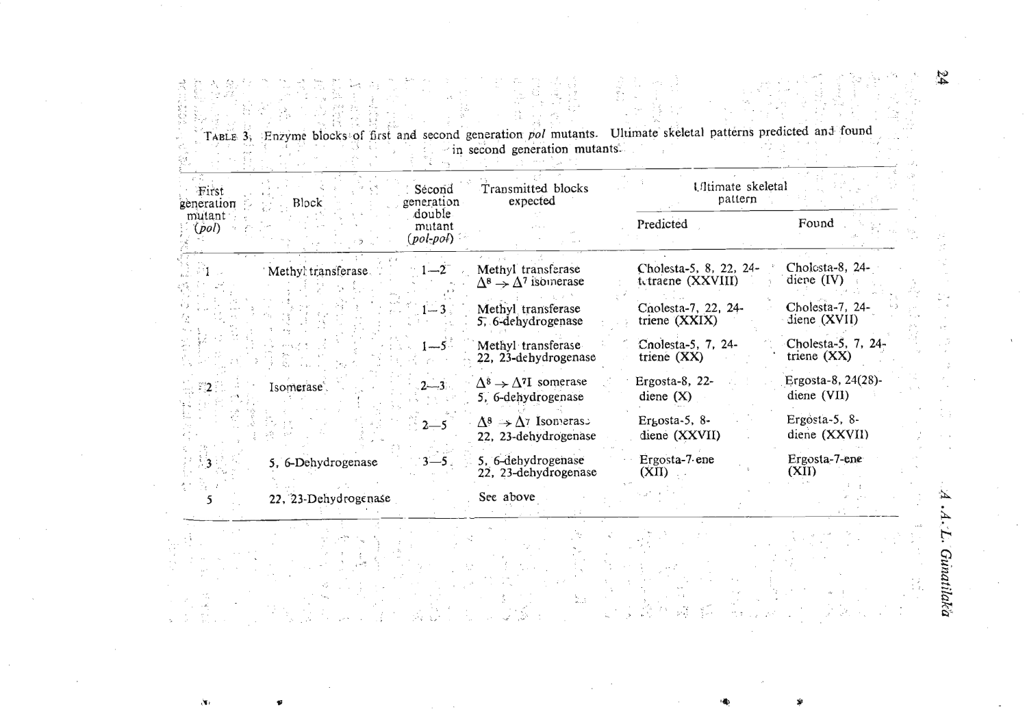TABLE 3, Enzyme blocks of first and second generation *pol* mutants. Ultimate skeletal patterns predicted and found in second generation mutants.

| First generation mutant (*pol*) | Block | Second generation double mutant (*pol-pol*) | Transmitted blocks expected | Ultimate skeletal pattern | |
|---|---|---|---|---|---|
| | | | | Predicted | Found |
| 1 | Methyl transferase | 1—2 | Methyl transferase $\Delta^8 \rightarrow \Delta^7$ isomerase | Cholesta-5, 8, 22, 24-tetraene (XXVIII) | Cholesta-8, 24-diene (IV) |
| | | 1—3 | Methyl transferase 5, 6-dehydrogenase | Cholesta-7, 22, 24-triene (XXIX) | Cholesta-7, 24-diene (XVII) |
| | | 1—5 | Methyl transferase 22, 23-dehydrogenase | Cholesta-5, 7, 24-triene (XX) | Cholesta-5, 7, 24-triene (XX) |
| 2 | Isomerase | 2—3 | $\Delta^8 \rightarrow \Delta^7$ Isomerase 5, 6-dehydrogenase | Ergosta-8, 22-diene (X) | Ergosta-8, 24(28)-diene (VII) |
| | | 2—5 | $\Delta^8 \rightarrow \Delta^7$ Isomerase 22, 23-dehydrogenase | Ergosta-5, 8-diene (XXVII) | Ergosta-5, 8-diene (XXVII) |
| 3 | 5, 6-Dehydrogenase | 3—5 | 5, 6-dehydrogenase 22, 23-dehydrogenase | Ergosta-7-ene (XII) | Ergosta-7-ene (XII) |
| 5 | 22, 23-Dehydrogenase | | See above | | |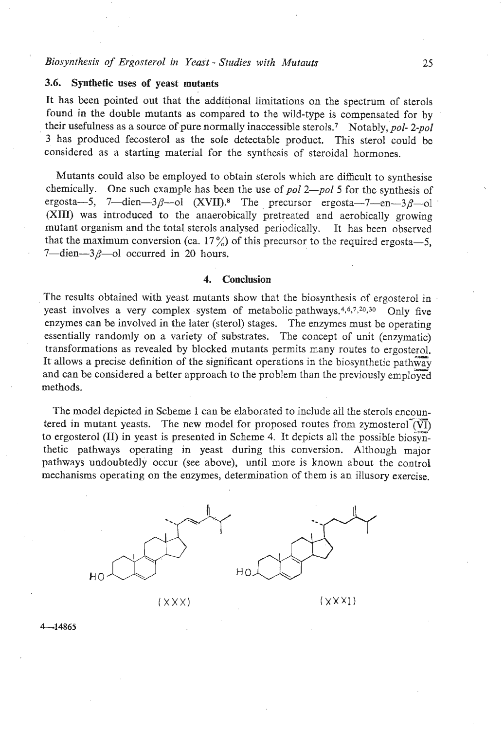### 3.6. Synthetic uses of yeast mutants

It has been pointed out that the additional limitations on the spectrum of sterols found in the double mutants as compared to the wild-type is compensated for by their usefulness as a source of pure normally inaccessible sterols.[7] Notably, *pol- 2-pol* 3 has produced fecosterol as the sole detectable product. This sterol could be considered as a starting material for the synthesis of steroidal hormones.

Mutants could also be employed to obtain sterols which are difficult to synthesise chemically. One such example has been the use of *pol 2—pol* 5 for the synthesis of ergosta—5, 7—dien—3$\beta$—ol (XVII).[8] The precursor ergosta—7—en—3$\beta$—ol (XIII) was introduced to the anaerobically pretreated and aerobically growing mutant organism and the total sterols analysed periodically. It has been observed that the maximum conversion (ca. 17%) of this precursor to the required ergosta—5, 7—dien—3$\beta$—ol occurred in 20 hours.

## 4. Conclusion

The results obtained with yeast mutants show that the biosynthesis of ergosterol in yeast involves a very complex system of metabolic pathways.[4,6,7,20,30] Only five enzymes can be involved in the later (sterol) stages. The enzymes must be operating essentially randomly on a variety of substrates. The concept of unit (enzymatic) transformations as revealed by blocked mutants permits many routes to ergosterol. It allows a precise definition of the significant operations in the biosynthetic pathway and can be considered a better approach to the problem than the previously employed methods.

The model depicted in Scheme 1 can be elaborated to include all the sterols encountered in mutant yeasts. The new model for proposed routes from zymosterol (VI) to ergosterol (II) in yeast is presented in Scheme 4. It depicts all the possible biosynthetic pathways operating in yeast during this conversion. Although major pathways undoubtedly occur (see above), until more is known about the control mechanisms operating on the enzymes, determination of them is an illusory exercise.

(XXX)

(XXXI)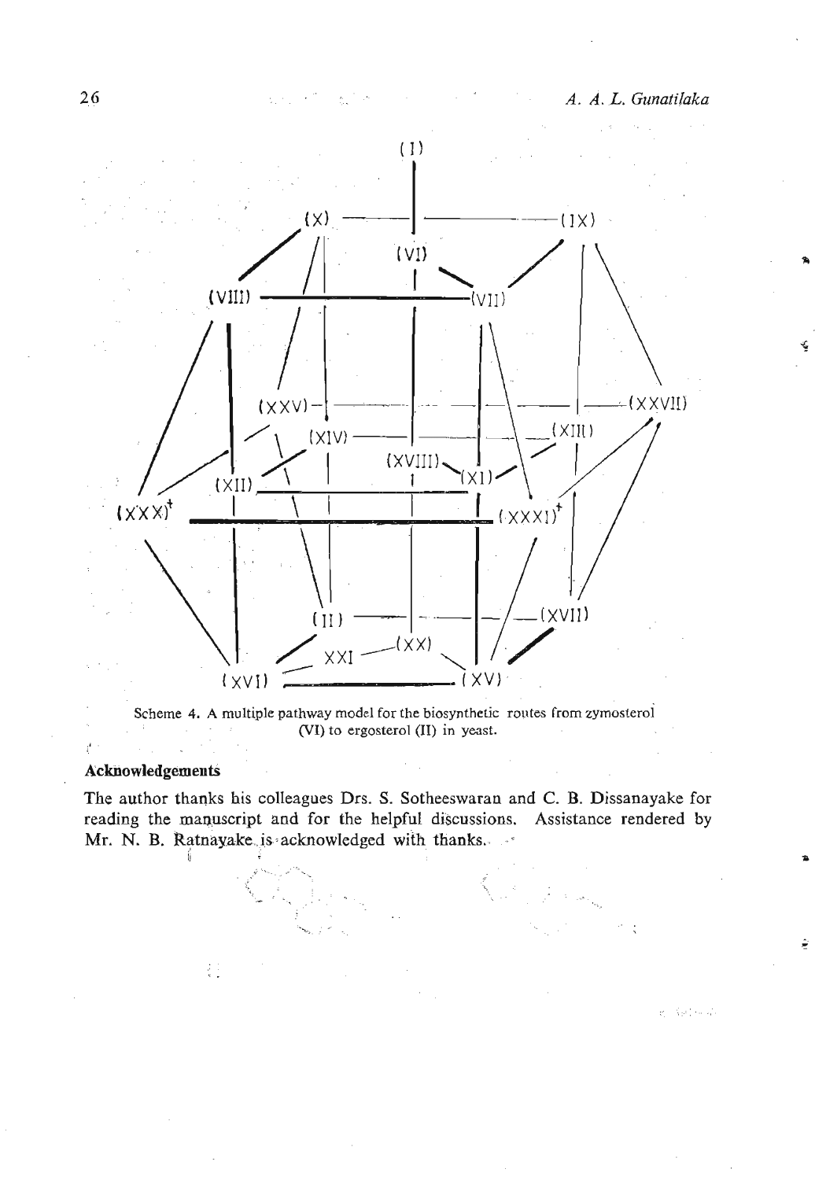Scheme 4. A multiple pathway model for the biosynthetic routes from zymosterol (VI) to ergosterol (II) in yeast.

## Acknowledgements

The author thanks his colleagues Drs. S. Sotheeswaran and C. B. Dissanayake for reading the manuscript and for the helpful discussions. Assistance rendered by Mr. N. B. Ratnayake is acknowledged with thanks.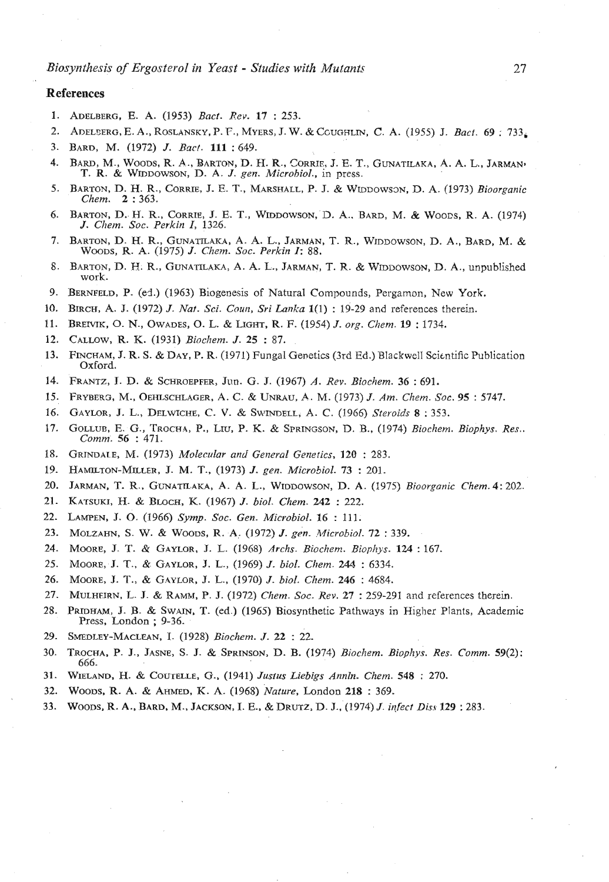## References

1. Adelberg, E. A. (1953) *Bact. Rev.* **17** : 253.
2. Adelberg, E. A., Roslansky, P. F., Myers, J. W. & Coughlin, C. A. (1955) J. *Bact.* **69** : 733.
3. Bard, M. (1972) *J. Bact.* **111** : 649.
4. Bard, M., Woods, R. A., Barton, D. H. R., Corrie, J. E. T., Gunatilaka, A. A. L., Jarman, T. R. & Widdowson, D. A. *J. gen. Microbiol.*, in press.
5. Barton, D. H. R., Corrie, J. E. T., Marshall, P. J. & Widdowson, D. A. (1973) *Bioorganic Chem.* **2** : 363.
6. Barton, D. H. R., Corrie, J. E. T., Widdowson, D. A., Bard, M. & Woods, R. A. (1974) *J. Chem. Soc. Perkin I*, 1326.
7. Barton, D. H. R., Gunatilaka, A. A. L., Jarman, T. R., Widdowson, D. A., Bard, M. & Woods, R. A. (1975) *J. Chem. Soc. Perkin I*: 88.
8. Barton, D. H. R., Gunatilaka, A. A. L., Jarman, T. R. & Widdowson, D. A., unpublished work.
9. Bernfeld, P. (ed.) (1963) Biogenesis of Natural Compounds, Pergamon, New York.
10. Birch, A. J. (1972) *J. Nat. Sci. Coun, Sri Lanka* **1**(1) : 19-29 and references therein.
11. Breivik, O. N., Owades, O. L. & Light, R. F. (1954) *J. org. Chem.* **19** : 1734.
12. Callow, R. K. (1931) *Biochem. J.* **25** : 87.
13. Fincham, J. R. S. & Day, P. R. (1971) Fungal Genetics (3rd Ed.) Blackwell Scientific Publication Oxford.
14. Frantz, I. D. & Schroepfer, Jun. G. J. (1967) *A. Rev. Biochem.* **36** : 691.
15. Fryberg, M., Oehlschlager, A. C. & Unrau, A. M. (1973) *J. Am. Chem. Soc.* **95** : 5747.
16. Gaylor, J. L., Delwiche, C. V. & Swindell, A. C. (1966) *Steroids* **8** : 353.
17. Gollub, E. G., Trocha, P., Liu, P. K. & Springson, D. B., (1974) *Biochem. Biophys. Res.. Comm.* **56** : 471.
18. Grindale, M. (1973) *Molecular and General Genetics*, **120** : 283.
19. Hamilton-Miller, J. M. T., (1973) *J. gen. Microbiol.* **73** : 201.
20. Jarman, T. R., Gunatilaka, A. A. L., Widdowson, D. A. (1975) *Bioorganic Chem.* **4**: 202.
21. Katsuki, H. & Bloch, K. (1967) *J. biol. Chem.* **242** : 222.
22. Lampen, J. O. (1966) *Symp. Soc. Gen. Microbiol.* **16** : 111.
23. Molzahn, S. W. & Woods, R. A. (1972) *J. gen. Microbiol.* **72** : 339.
24. Moore, J. T. & Gaylor, J. L. (1968) *Archs. Biochem. Biophys.* **124** : 167.
25. Moore, J. T., & Gaylor, J. L., (1969) *J. biol. Chem.* **244** : 6334.
26. Moore, J. T., & Gaylor, J. L., (1970) *J. biol. Chem.* **246** : 4684.
27. Mulheirn, L. J. & Ramm, P. J. (1972) *Chem. Soc. Rev.* **27** : 259-291 and references therein.
28. Pridham, J. B. & Swain, T. (ed.) (1965) Biosynthetic Pathways in Higher Plants, Academic Press, London ; 9-36.
29. Smedley-Maclean, I. (1928) *Biochem. J.* **22** : 22.
30. Trocha, P. J., Jasne, S. J. & Sprinson, D. B. (1974) *Biochem. Biophys. Res. Comm.* **59**(2): 666.
31. Wieland, H. & Coutelle, G., (1941) *Justus Liebigs Annln. Chem.* **548** : 270.
32. Woods, R. A. & Ahmed, K. A. (1968) *Nature*, London **218** : 369.
33. Woods, R. A., Bard, M., Jackson, I. E., & Drutz, D. J., (1974) *J. infect Diss* **129** : 283.